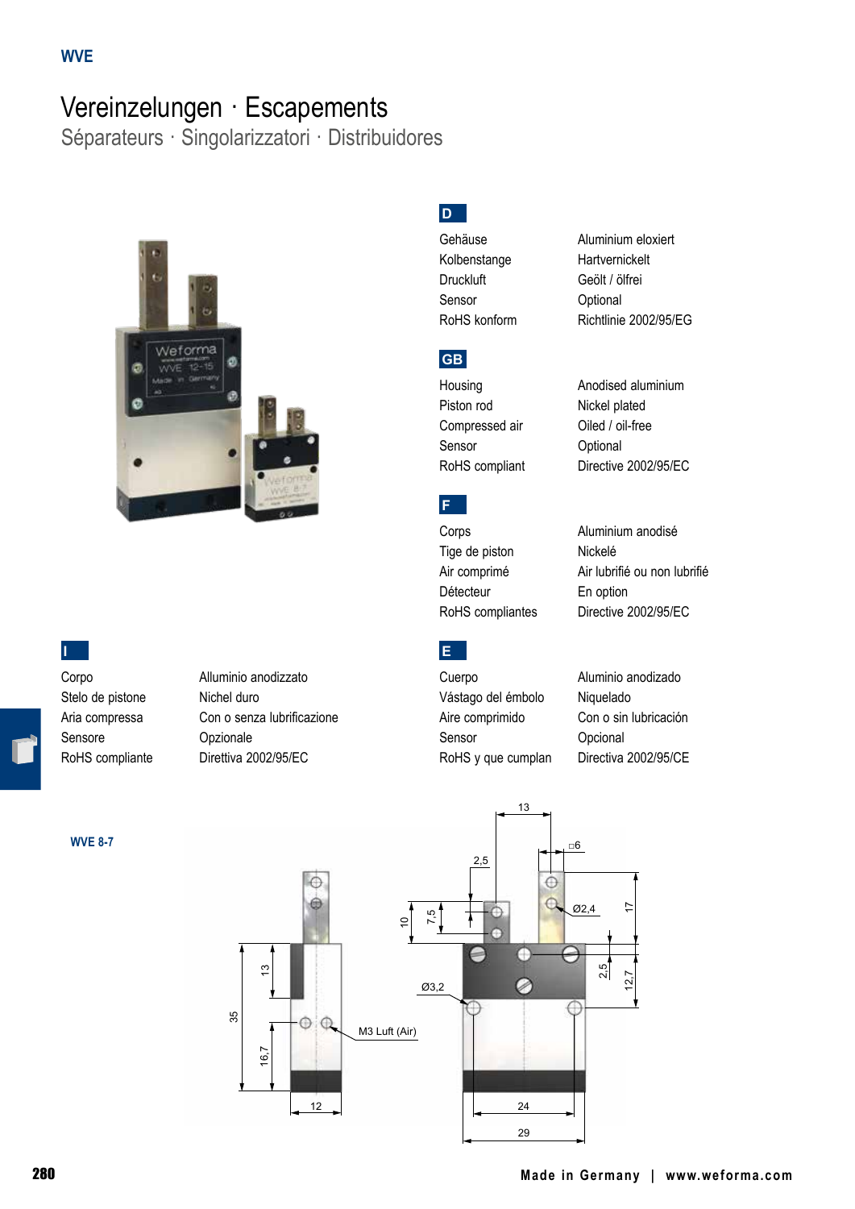WVE

# Vereinzelungen · Escapements

## Séparateurs · Singolarizzatori · Distribuidores

**D**

| | |
|---|---|
| Gehäuse | Aluminium eloxiert |
| Kolbenstange | Hartvernickelt |
| Druckluft | Geölt / ölfrei |
| Sensor | Optional |
| RoHS konform | Richtlinie 2002/95/EG |

**GB**

| | |
|---|---|
| Housing | Anodised aluminium |
| Piston rod | Nickel plated |
| Compressed air | Oiled / oil-free |
| Sensor | Optional |
| RoHS compliant | Directive 2002/95/EC |

**F**

| | |
|---|---|
| Corps | Aluminium anodisé |
| Tige de piston | Nickelé |
| Air comprimé | Air lubrifié ou non lubrifié |
| Détecteur | En option |
| RoHS compliantes | Directive 2002/95/EC |

**I**

| | |
|---|---|
| Corpo | Alluminio anodizzato |
| Stelo de pistone | Nichel duro |
| Aria compressa | Con o senza lubrificazione |
| Sensore | Opzionale |
| RoHS compliante | Direttiva 2002/95/EC |

**E**

| | |
|---|---|
| Cuerpo | Aluminio anodizado |
| Vástago del émbolo | Niquelado |
| Aire comprimido | Con o sin lubricación |
| Sensor | Opcional |
| RoHS y que cumplan | Directiva 2002/95/CE |

**WVE 8-7**

13, □6, 2,5, Ø2,4, 17, 10, 7,5, 2,5, 12,7, Ø3,2, 13, 35, 16,7, M3 Luft (Air), 12, 24, 29

Made in Germany | www.weforma.com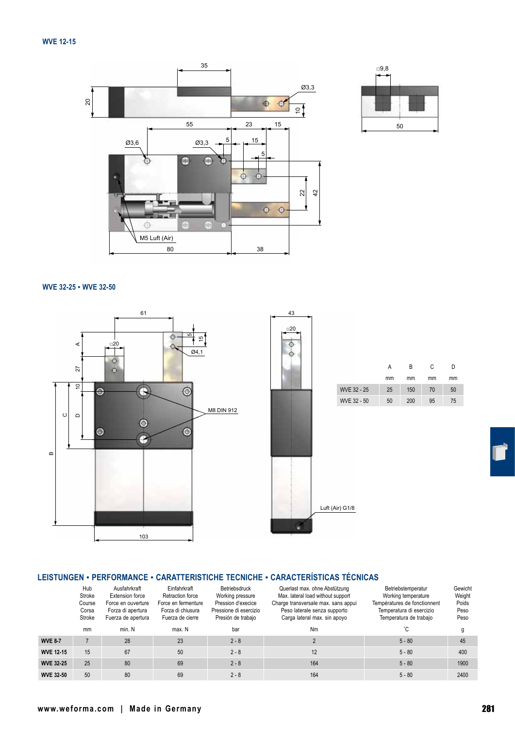### WVE 12-15

35
20
Ø3,3
10
□9,8
50
55
23
15
Ø3,6
Ø3,3
5
15
5
22
42
M5 Luft (Air)
80
38

### WVE 32-25 ▪ WVE 32-50

61
A
□20
5
15
Ø4,1
27
10
C
D
M8 DIN 912
B
103
43
□20
Luft (Air) G1/8

| | A | B | C | D |
|---|---|---|---|---|
| | mm | mm | mm | mm |
| WVE 32 - 25 | 25 | 150 | 70 | 50 |
| WVE 32 - 50 | 50 | 200 | 95 | 75 |

## LEISTUNGEN ▪ PERFORMANCE ▪ CARATTERISTICHE TECNICHE ▪ CARACTERÍSTICAS TÉCNICAS

| | Hub<br>Stroke<br>Course<br>Corsa<br>Stroke | Ausfahrkraft<br>Extension force<br>Force en ouverture<br>Forza di apertura<br>Fuerza de apertura | Einfahrkraft<br>Retraction force<br>Force en fermenture<br>Forza di chiusura<br>Fuerza de cierre | Betriebsdruck<br>Working pressure<br>Pression d'execice<br>Pressione di esercizio<br>Presión de trabajo | Querlast max. ohne Abstützung<br>Max. lateral load without support<br>Charge transversale max. sans appui<br>Peso laterale senza supporto<br>Carga lateral max. sin apoyo | Betriebstemperatur<br>Working temperature<br>Températures de fonctionnent<br>Temperatura di esercizio<br>Temperatura de trabajo | Gewicht<br>Weight<br>Poids<br>Peso<br>Peso |
|---|---|---|---|---|---|---|---|
| | mm | min. N | max. N | bar | Nm | ˚C | g |
| **WVE 8-7** | 7 | 28 | 23 | 2 - 8 | 2 | 5 - 80 | 45 |
| **WVE 12-15** | 15 | 67 | 50 | 2 - 8 | 12 | 5 - 80 | 400 |
| **WVE 32-25** | 25 | 80 | 69 | 2 - 8 | 164 | 5 - 80 | 1900 |
| **WVE 32-50** | 50 | 80 | 69 | 2 - 8 | 164 | 5 - 80 | 2400 |

www.weforma.com | Made in Germany